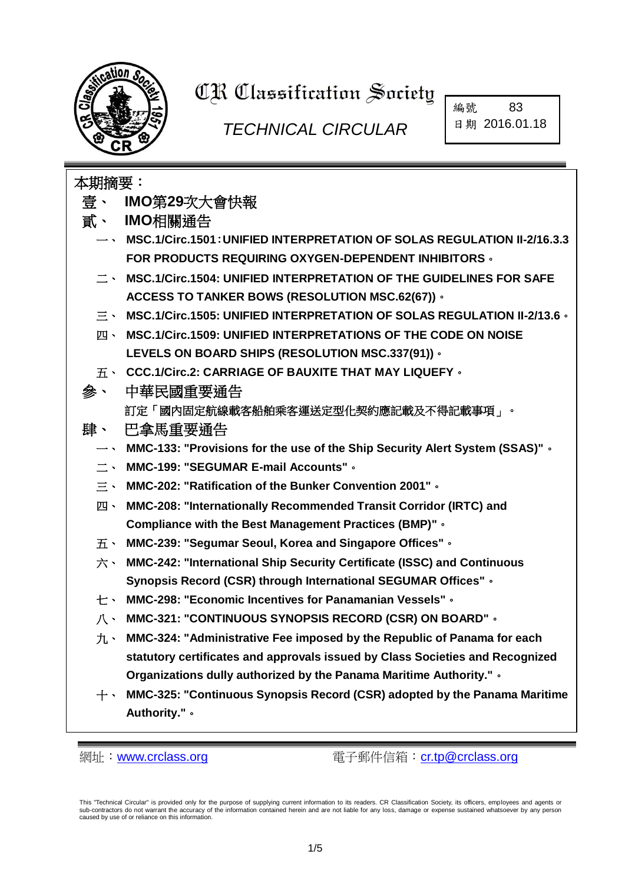# CR Classification Society

*TECHNICAL CIRCULAR*

| 編號 | 83 |
| --- | --- |
| 日期 | 2016.01.18 |

## 本期摘要：

**壹、 IMO第29次大會快報**

**貳、 IMO相關通告**

- 一、 **MSC.1/Circ.1501：UNIFIED INTERPRETATION OF SOLAS REGULATION II-2/16.3.3 FOR PRODUCTS REQUIRING OXYGEN-DEPENDENT INHIBITORS。**
- 二、 **MSC.1/Circ.1504: UNIFIED INTERPRETATION OF THE GUIDELINES FOR SAFE ACCESS TO TANKER BOWS (RESOLUTION MSC.62(67))。**
- 三、 **MSC.1/Circ.1505: UNIFIED INTERPRETATION OF SOLAS REGULATION II-2/13.6。**
- 四、 **MSC.1/Circ.1509: UNIFIED INTERPRETATIONS OF THE CODE ON NOISE LEVELS ON BOARD SHIPS (RESOLUTION MSC.337(91))。**
- 五、 **CCC.1/Circ.2: CARRIAGE OF BAUXITE THAT MAY LIQUEFY。**

**參、 中華民國重要通告**

訂定「國內固定航線載客船舶乘客運送定型化契約應記載及不得記載事項」。

**肆、 巴拿馬重要通告**

- 一、 **MMC-133: "Provisions for the use of the Ship Security Alert System (SSAS)"。**
- 二、 **MMC-199: "SEGUMAR E-mail Accounts"。**
- 三、 **MMC-202: "Ratification of the Bunker Convention 2001"。**
- 四、 **MMC-208: "Internationally Recommended Transit Corridor (IRTC) and Compliance with the Best Management Practices (BMP)"。**
- 五、 **MMC-239: "Segumar Seoul, Korea and Singapore Offices"。**
- 六、 **MMC-242: "International Ship Security Certificate (ISSC) and Continuous Synopsis Record (CSR) through International SEGUMAR Offices"。**
- 七、 **MMC-298: "Economic Incentives for Panamanian Vessels"。**
- 八、 **MMC-321: "CONTINUOUS SYNOPSIS RECORD (CSR) ON BOARD"。**
- 九、 **MMC-324: "Administrative Fee imposed by the Republic of Panama for each statutory certificates and approvals issued by Class Societies and Recognized Organizations dully authorized by the Panama Maritime Authority."。**
- 十、 **MMC-325: "Continuous Synopsis Record (CSR) adopted by the Panama Maritime Authority."。**

網址：www.crclass.org　　電子郵件信箱：cr.tp@crclass.org

This "Technical Circular" is provided only for the purpose of supplying current information to its readers. CR Classification Society, its officers, employees and agents or sub-contractors do not warrant the accuracy of the information contained herein and are not liable for any loss, damage or expense sustained whatsoever by any person caused by use of or reliance on this information.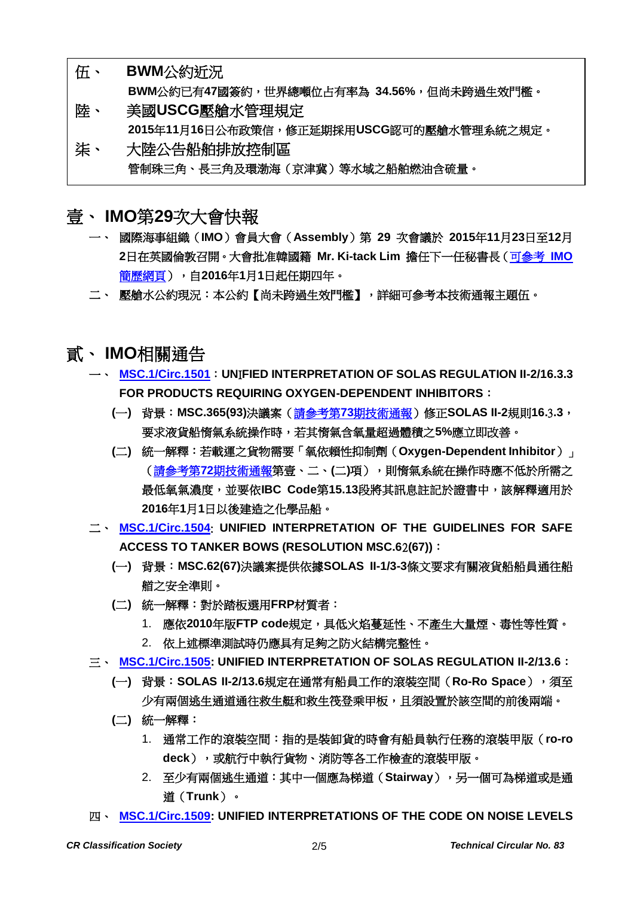| | |
|---|---|
| 伍、 | **BWM公約近況** |
| | **BWM公約已有47國簽約，世界總噸位占有率為 34.56%，但尚未跨過生效門檻。** |
| 陸、 | **美國USCG壓艙水管理規定** |
| | **2015年11月16日公布政策信，修正延期採用USCG認可的壓艙水管理系統之規定。** |
| 柒、 | **大陸公告船舶排放控制區** |
| | **管制珠三角、長三角及環渤海（京津冀）等水域之船舶燃油含硫量。** |

# 壹、 IMO第29次大會快報

一、 **國際海事組織（IMO）會員大會（Assembly）第 29 次會議於 2015年11月23日至12月2日在英國倫敦召開。大會批准韓國籍 Mr. Ki-tack Lim 擔任下一任秘書長（可參考 IMO 簡歷網頁），自2016年1月1日起任期四年。**

二、 **壓艙水公約現況：本公約【尚未跨過生效門檻】，詳細可參考本技術通報主題伍。**

# 貳、 IMO相關通告

一、 **MSC.1/Circ.1501：UNIFIED INTERPRETATION OF SOLAS REGULATION II-2/16.3.3 FOR PRODUCTS REQUIRING OXYGEN-DEPENDENT INHIBITORS：**

**(一) 背景：MSC.365(93)決議案（請參考第73期技術通報）修正SOLAS II-2規則16.3.3，要求液貨船惰氣系統操作時，若其惰氣含氧量超過體積之5%應立即改善。**

**(二) 統一解釋：若載運之貨物需要「氧依賴性抑制劑（Oxygen-Dependent Inhibitor）」（請參考第72期技術通報第壹、二、(二)項），則惰氣系統在操作時應不低於所需之最低氧氣濃度，並要依IBC Code第15.13段將其訊息註記於證書中，該解釋適用於2016年1月1日以後建造之化學品船。**

二、 **MSC.1/Circ.1504: UNIFIED INTERPRETATION OF THE GUIDELINES FOR SAFE ACCESS TO TANKER BOWS (RESOLUTION MSC.62(67))：**

**(一) 背景：MSC.62(67)決議案提供依據SOLAS II-1/3-3條文要求有關液貨船船員通往船艏之安全準則。**

**(二) 統一解釋：對於踏板選用FRP材質者：**

1. **應依2010年版FTP code規定，具低火焰蔓延性、不產生大量煙、毒性等性質。**
2. **依上述標準測試時仍應具有足夠之防火結構完整性。**

三、 **MSC.1/Circ.1505: UNIFIED INTERPRETATION OF SOLAS REGULATION II-2/13.6：**

**(一) 背景：SOLAS II-2/13.6規定在通常有船員工作的滾裝空間（Ro-Ro Space），須至少有兩個逃生通道通往救生艇和救生筏登乘甲板，且須設置於該空間的前後兩端。**

**(二) 統一解釋：**

1. **通常工作的滾裝空間：指的是裝卸貨的時會有船員執行任務的滾裝甲版（ro-ro deck），或航行中執行貨物、消防等各工作檢查的滾裝甲版。**
2. **至少有兩個逃生通道：其中一個應為梯道（Stairway），另一個可為梯道或是通道（Trunk）。**

四、 **MSC.1/Circ.1509: UNIFIED INTERPRETATIONS OF THE CODE ON NOISE LEVELS**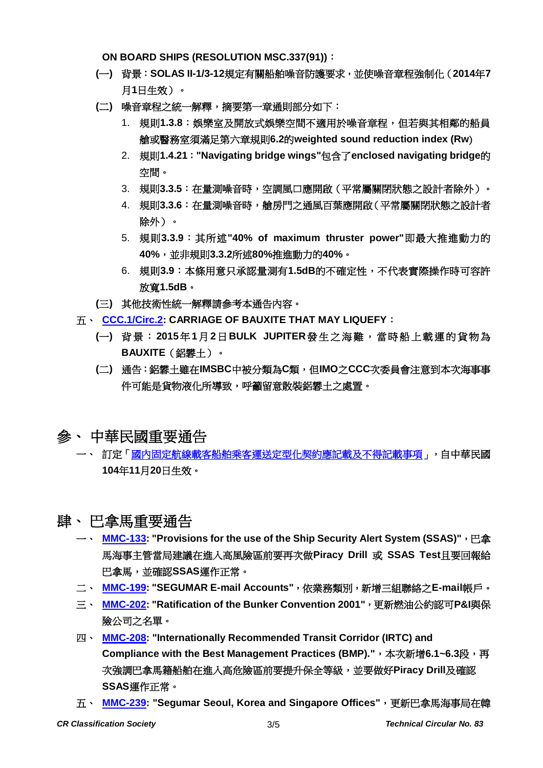**ON BOARD SHIPS (RESOLUTION MSC.337(91))**：

(一) 背景：**SOLAS II-1/3-12**規定有關船舶噪音防護要求，並使噪音章程強制化（**2014**年**7**月**1**日生效）。

(二) 噪音章程之統一解釋，摘要第一章通則部分如下：

1. 規則**1.3.8**：娛樂室及開放式娛樂空間不適用於噪音章程，但若與其相鄰的船員艙或醫務室須滿足第六章規則**6.2**的**weighted sound reduction index (Rw)**
2. 規則**1.4.21**：**"Navigating bridge wings"**包含了**enclosed navigating bridge**的空間。
3. 規則**3.3.5**：在量測噪音時，空調風口應開啟（平常屬關閉狀態之設計者除外）。
4. 規則**3.3.6**：在量測噪音時，艙房門之通風百葉應開啟（平常屬關閉狀態之設計者除外）。
5. 規則**3.3.9**：其所述**"40% of maximum thruster power"**即最大推進動力的**40%**，並非規則**3.3.2**所述**80%**推進動力的**40%**。
6. 規則**3.9**：本條用意只承認量測有**1.5dB**的不確定性，不代表實際操作時可容許放寬**1.5dB**。

(三) 其他技術性統一解釋請參考本通告內容。

五、 **CCC.1/Circ.2: CARRIAGE OF BAUXITE THAT MAY LIQUEFY**：

(一) 背景：**2015**年**1**月**2**日**BULK JUPITER**發生之海難，當時船上載運的貨物為**BAUXITE**（鋁礬土）。

(二) 通告：鋁礬土雖在**IMSBC**中被分類為**C**類，但**IMO**之**CCC**次委員會注意到本次海事事件可能是貨物液化所導致，呼籲留意散裝鋁礬土之處置。

# 參、 中華民國重要通告

一、 訂定「國內固定航線載客船舶乘客運送定型化契約應記載及不得記載事項」，自中華民國**104**年**11**月**20**日生效。

# 肆、 巴拿馬重要通告

一、 **MMC-133: "Provisions for the use of the Ship Security Alert System (SSAS)"**，巴拿馬海事主管當局建議在進入高風險區前要再次做**Piracy Drill** 或 **SSAS Test**且要回報給巴拿馬，並確認**SSAS**運作正常。

二、 **MMC-199: "SEGUMAR E-mail Accounts"**，依業務類別，新增三組聯絡之**E-mail**帳戶。

三、 **MMC-202: "Ratification of the Bunker Convention 2001"**，更新燃油公約認可**P&I**與保險公司之名單。

四、 **MMC-208: "Internationally Recommended Transit Corridor (IRTC) and Compliance with the Best Management Practices (BMP)."**，本次新增**6.1~6.3**段，再次強調巴拿馬籍船舶在進入高危險區前要提升保全等級，並要做好**Piracy Drill**及確認**SSAS**運作正常。

五、 **MMC-239: "Segumar Seoul, Korea and Singapore Offices"**，更新巴拿馬海事局在韓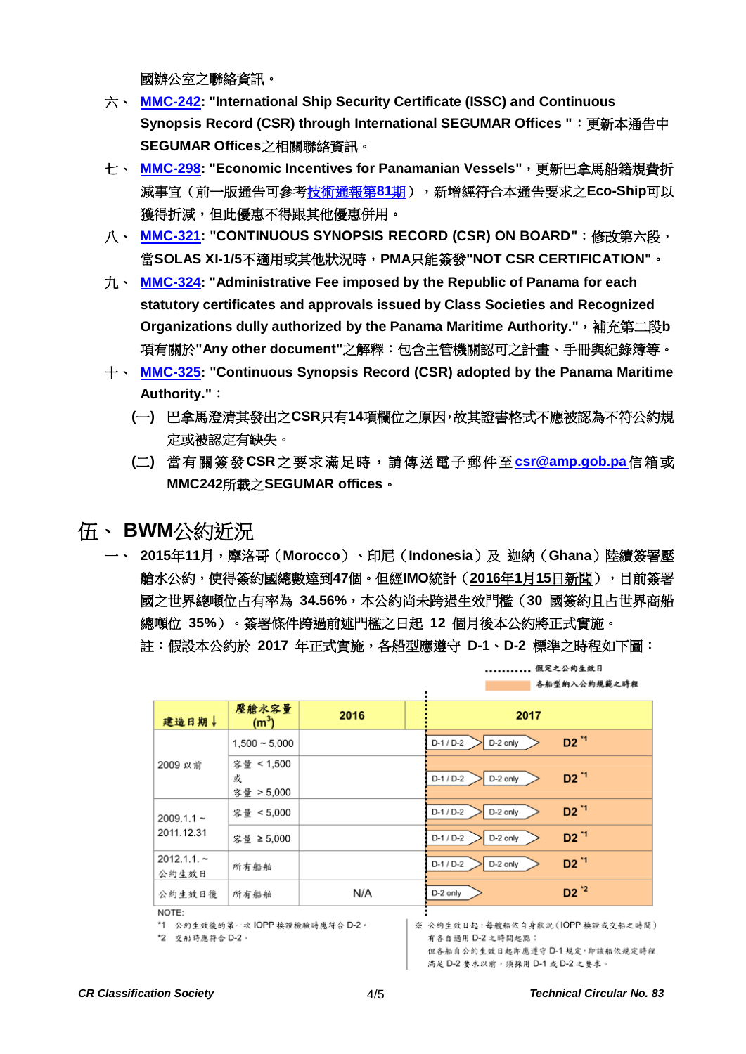國辦公室之聯絡資訊。

六、 **MMC-242: "International Ship Security Certificate (ISSC) and Continuous Synopsis Record (CSR) through International SEGUMAR Offices "**：更新本通告中**SEGUMAR Offices**之相關聯絡資訊。

七、 **MMC-298: "Economic Incentives for Panamanian Vessels"**，更新巴拿馬船籍規費折減事宜（前一版通告可參考技術通報第81期），新增經符合本通告要求之**Eco-Ship**可以獲得折減，但此優惠不得跟其他優惠併用。

八、 **MMC-321: "CONTINUOUS SYNOPSIS RECORD (CSR) ON BOARD"**：修改第六段，當**SOLAS XI-1/5**不適用或其他狀況時，**PMA**只能簽發**"NOT CSR CERTIFICATION"**。

九、 **MMC-324: "Administrative Fee imposed by the Republic of Panama for each statutory certificates and approvals issued by Class Societies and Recognized Organizations dully authorized by the Panama Maritime Authority."**，補充第二段b項有關於**"Any other document"**之解釋：包含主管機關認可之計畫、手冊與紀錄簿等。

十、 **MMC-325: "Continuous Synopsis Record (CSR) adopted by the Panama Maritime Authority."**：

(一) 巴拿馬澄清其發出之**CSR**只有**14**項欄位之原因，故其證書格式不應被認為不符公約規定或被認定有缺失。

(二) 當有關簽發**CSR**之要求滿足時，請傳送電子郵件至**csr@amp.gob.pa**信箱或**MMC242**所載之**SEGUMAR offices**。

# 伍、 BWM公約近況

一、 **2015**年**11**月，摩洛哥（**Morocco**）、印尼（**Indonesia**）及 迦納（**Ghana**）陸續簽署壓艙水公約，使得簽約國總數達到**47**個。但經**IMO**統計（**2016**年**1**月**15**日新聞），目前簽署國之世界總噸位占有率為 **34.56%**，本公約尚未跨過生效門檻（**30** 國簽約且占世界商船總噸位 **35%**）。簽署條件跨過前述門檻之日起 **12** 個月後本公約將正式實施。

註：假設本公約於 **2017** 年正式實施，各船型應遵守 **D-1**、**D-2** 標準之時程如下圖：

........... 假定之公約生效日
（色塊）各船型納入公約規範之時程

| 建造日期↓ | 壓艙水容量 ($m^3$) | 2016 | 2017 |
|---|---|---|---|
| 2009 以前 | 1,500 ~ 5,000 | | D-1 / D-2 → D-2 only → D2 *1 |
| | 容量 < 1,500 或 容量 > 5,000 | | D-1 / D-2 → D-2 only → D2 *1 |
| 2009.1.1 ~ 2011.12.31 | 容量 < 5,000 | | D-1 / D-2 → D-2 only → D2 *1 |
| | 容量 ≥ 5,000 | | D-1 / D-2 → D-2 only → D2 *1 |
| 2012.1.1. ~ 公約生效日 | 所有船舶 | | D-1 / D-2 → D-2 only → D2 *1 |
| 公約生效日後 | 所有船舶 | N/A | D-2 only → D2 *2 |

NOTE:

*1 公約生效後的第一次 IOPP 換證檢驗時應符合 D-2。

*2 交船時應符合 D-2。

※ 公約生效日起，每艘船依自身狀況（IOPP 換證或交船之時間）有各自適用 D-2 之時間起點；但各船自公約生效日起即應遵守 D-1 規定，即該船依規定時程滿足 D-2 要求以前，須採用 D-1 或 D-2 之要求。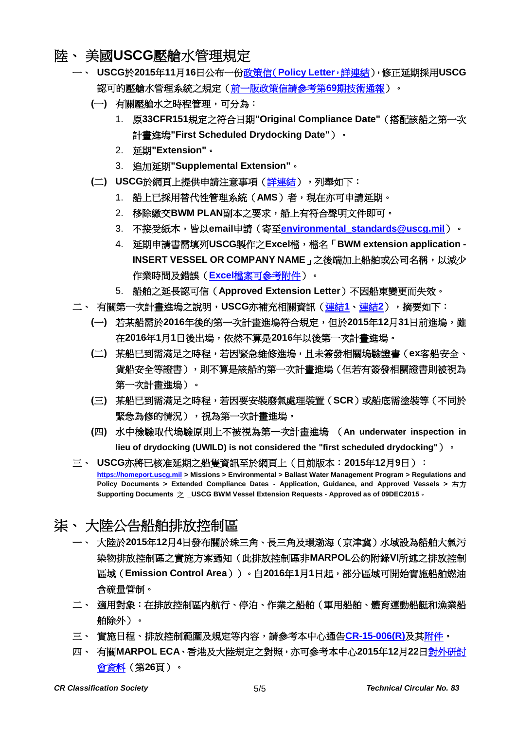# 陸、 美國USCG壓艙水管理規定

一、 **USCG於2015年11月16日公布一份政策信（Policy Letter，詳連結），修正延期採用USCG認可的壓艙水管理系統之規定（前一版政策信請參考第69期技術通報）。**

**(一)** 有關壓艙水之時程管理，可分為：

1. 原**33CFR151**規定之符合日期**"Original Compliance Date"**（搭配該船之第一次計畫進塢**"First Scheduled Drydocking Date"**）。
2. 延期**"Extension"**。
3. 追加延期**"Supplemental Extension"**。

**(二)** **USCG**於網頁上提供申請注意事項（詳連結），列舉如下：

1. 船上已採用替代性管理系統（**AMS**）者，現在亦可申請延期。
2. 移除繳交**BWM PLAN**副本之要求，船上有符合聲明文件即可。
3. 不接受紙本，皆以**email**申請（寄至**environmental_standards@uscg.mil**）。
4. 延期申請書需填列**USCG**製作之**Excel**檔，檔名「**BWM extension application - INSERT VESSEL OR COMPANY NAME**」之後端加上船舶或公司名稱，以減少作業時間及錯誤（**Excel**檔案可參考附件）。
5. 船舶之延長認可信（**Approved Extension Letter**）不因船東變更而失效。

二、 有關第一次計畫進塢之說明，**USCG**亦補充相關資訊（**連結1**、**連結2**），摘要如下：

**(一)** 若某船需於**2016**年後的第一次計畫進塢符合規定，但於**2015**年**12**月**31**日前進塢，雖在**2016**年**1**月**1**日後出塢，依然不算是**2016**年以後第一次計畫進塢。

**(二)** 某船已到需滿足之時程，若因緊急維修進塢，且未簽發相關塢驗證書（**ex**客船安全、貨船安全等證書），則不算是該船的第一次計畫進塢（但若有簽發相關證書則被視為第一次計畫進塢）。

**(三)** 某船已到需滿足之時程，若因要安裝廢氣處理裝置（**SCR**）或船底需塗裝等（不同於緊急為修的情況），視為第一次計畫進塢。

**(四)** 水中檢驗取代塢驗原則上不被視為第一次計畫進塢 （**An underwater inspection in lieu of drydocking (UWILD) is not considered the "first scheduled drydocking"**）。

三、 **USCG**亦將已核准延期之船隻資訊至於網頁上（目前版本：**2015**年**12**月**9**日）：
**https://homeport.uscg.mil > Missions > Environmental > Ballast Water Management Program > Regulations and Policy Documents > Extended Compliance Dates - Application, Guidance, and Approved Vessels >** *右方* **Supporting Documents** 之 **_USCG BWM Vessel Extension Requests - Approved as of 09DEC2015**。

# 柒、 大陸公告船舶排放控制區

一、 大陸於**2015**年**12**月**4**日發布關於珠三角、長三角及環渤海（京津冀）水域設為船舶大氣污染物排放控制區之實施方案通知（此排放控制區非**MARPOL**公約附錄**VI**所述之排放控制區域（**Emission Control Area**））。自**2016**年**1**月**1**日起，部分區域可開始實施船舶燃油含硫量管制。

二、 適用對象：在排放控制區內航行、停泊、作業之船舶（軍用船舶、體育運動船艇和漁業船舶除外）。

三、 實施日程、排放控制範圍及規定等內容，請參考本中心通告**CR-15-006(R)**及其附件。

四、 有關**MARPOL ECA**、香港及大陸規定之對照，亦可參考本中心**2015**年**12**月**22**日對外研討會資料（第**26**頁）。